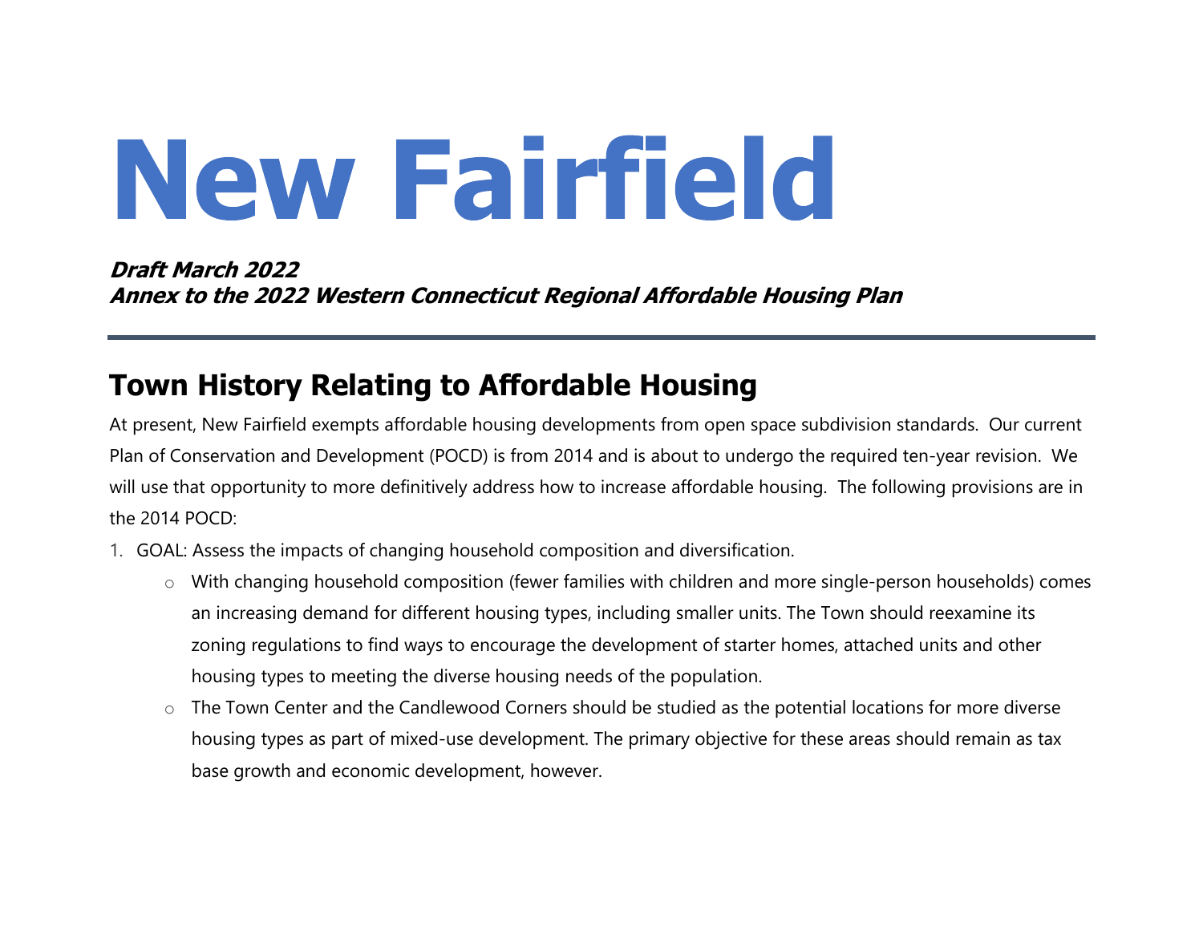# New Fairfield

***Draft March 2022***
***Annex to the 2022 Western Connecticut Regional Affordable Housing Plan***

---

## Town History Relating to Affordable Housing

At present, New Fairfield exempts affordable housing developments from open space subdivision standards. Our current Plan of Conservation and Development (POCD) is from 2014 and is about to undergo the required ten-year revision. We will use that opportunity to more definitively address how to increase affordable housing. The following provisions are in the 2014 POCD:

1. GOAL: Assess the impacts of changing household composition and diversification.
   - With changing household composition (fewer families with children and more single-person households) comes an increasing demand for different housing types, including smaller units. The Town should reexamine its zoning regulations to find ways to encourage the development of starter homes, attached units and other housing types to meeting the diverse housing needs of the population.
   - The Town Center and the Candlewood Corners should be studied as the potential locations for more diverse housing types as part of mixed-use development. The primary objective for these areas should remain as tax base growth and economic development, however.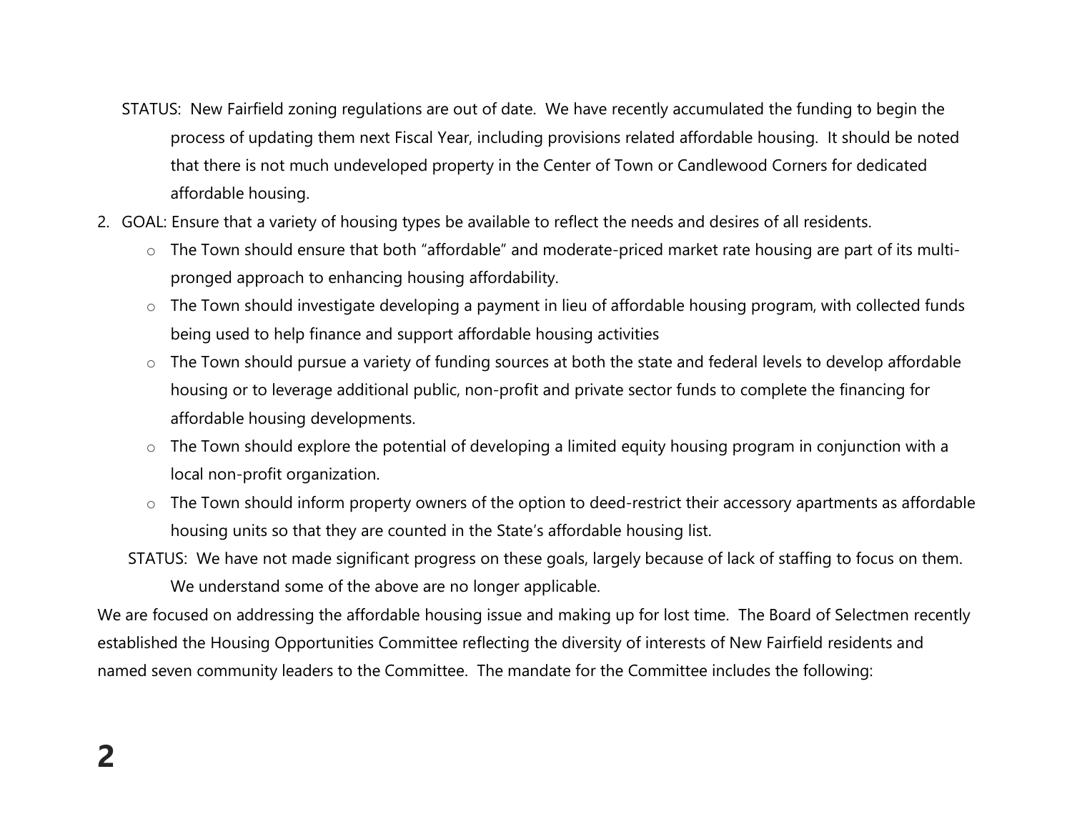STATUS: New Fairfield zoning regulations are out of date. We have recently accumulated the funding to begin the process of updating them next Fiscal Year, including provisions related affordable housing. It should be noted that there is not much undeveloped property in the Center of Town or Candlewood Corners for dedicated affordable housing.

2. GOAL: Ensure that a variety of housing types be available to reflect the needs and desires of all residents.
   - The Town should ensure that both "affordable" and moderate-priced market rate housing are part of its multi-pronged approach to enhancing housing affordability.
   - The Town should investigate developing a payment in lieu of affordable housing program, with collected funds being used to help finance and support affordable housing activities
   - The Town should pursue a variety of funding sources at both the state and federal levels to develop affordable housing or to leverage additional public, non-profit and private sector funds to complete the financing for affordable housing developments.
   - The Town should explore the potential of developing a limited equity housing program in conjunction with a local non-profit organization.
   - The Town should inform property owners of the option to deed-restrict their accessory apartments as affordable housing units so that they are counted in the State's affordable housing list.

   STATUS: We have not made significant progress on these goals, largely because of lack of staffing to focus on them. We understand some of the above are no longer applicable.

We are focused on addressing the affordable housing issue and making up for lost time. The Board of Selectmen recently established the Housing Opportunities Committee reflecting the diversity of interests of New Fairfield residents and named seven community leaders to the Committee. The mandate for the Committee includes the following: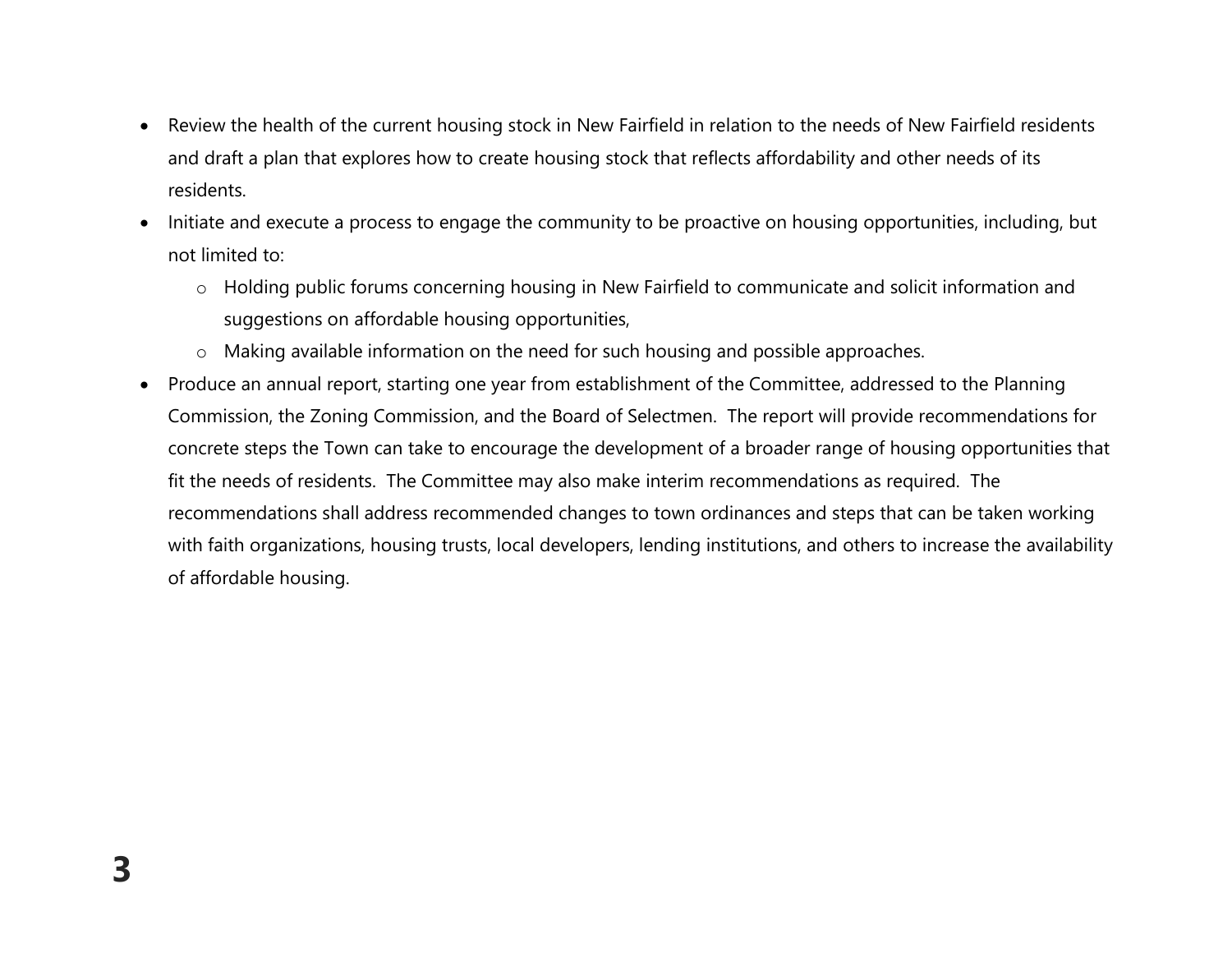- Review the health of the current housing stock in New Fairfield in relation to the needs of New Fairfield residents and draft a plan that explores how to create housing stock that reflects affordability and other needs of its residents.
- Initiate and execute a process to engage the community to be proactive on housing opportunities, including, but not limited to:
  - Holding public forums concerning housing in New Fairfield to communicate and solicit information and suggestions on affordable housing opportunities,
  - Making available information on the need for such housing and possible approaches.
- Produce an annual report, starting one year from establishment of the Committee, addressed to the Planning Commission, the Zoning Commission, and the Board of Selectmen. The report will provide recommendations for concrete steps the Town can take to encourage the development of a broader range of housing opportunities that fit the needs of residents. The Committee may also make interim recommendations as required. The recommendations shall address recommended changes to town ordinances and steps that can be taken working with faith organizations, housing trusts, local developers, lending institutions, and others to increase the availability of affordable housing.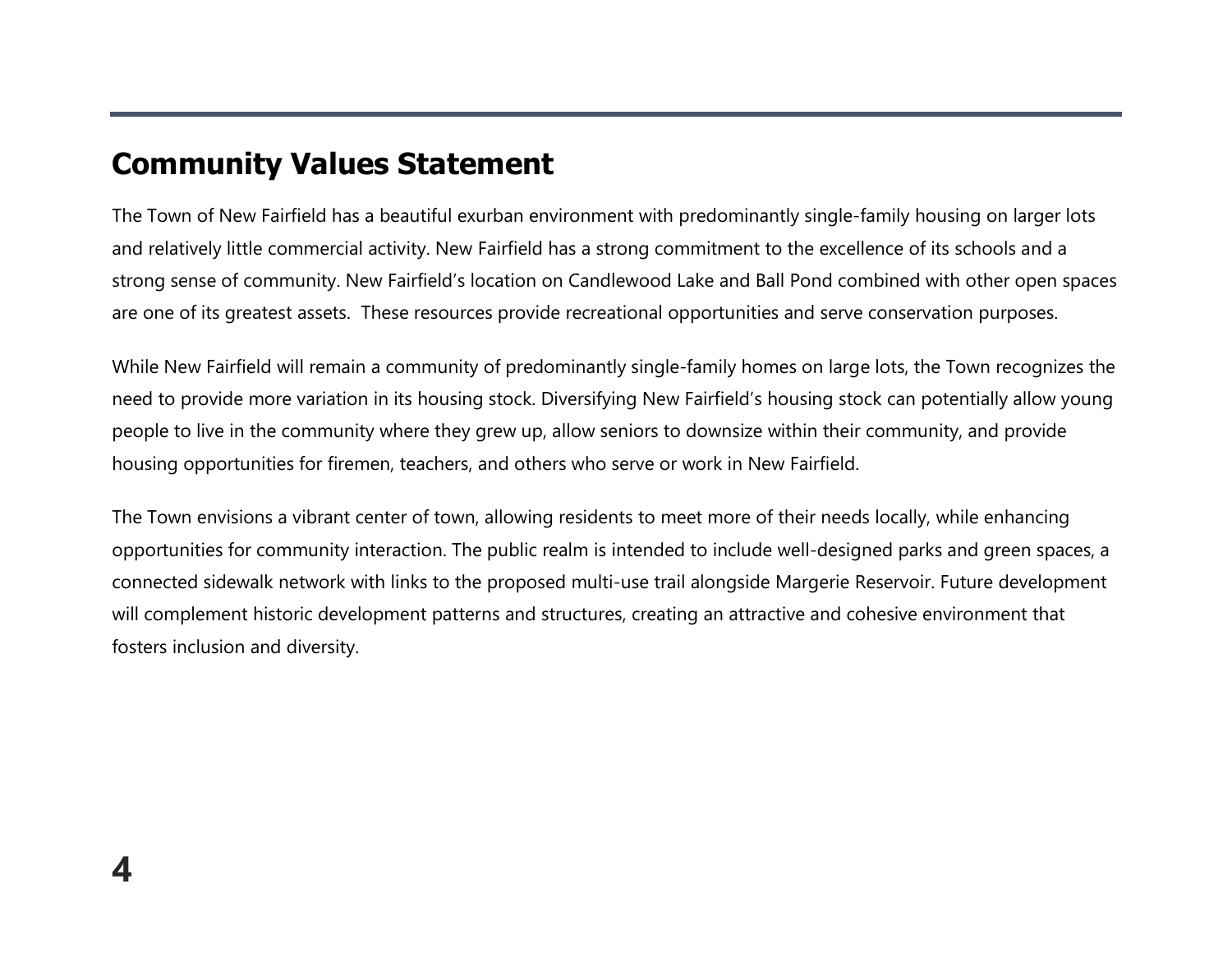## Community Values Statement

The Town of New Fairfield has a beautiful exurban environment with predominantly single-family housing on larger lots and relatively little commercial activity. New Fairfield has a strong commitment to the excellence of its schools and a strong sense of community. New Fairfield's location on Candlewood Lake and Ball Pond combined with other open spaces are one of its greatest assets.  These resources provide recreational opportunities and serve conservation purposes.

While New Fairfield will remain a community of predominantly single-family homes on large lots, the Town recognizes the need to provide more variation in its housing stock. Diversifying New Fairfield's housing stock can potentially allow young people to live in the community where they grew up, allow seniors to downsize within their community, and provide housing opportunities for firemen, teachers, and others who serve or work in New Fairfield.

The Town envisions a vibrant center of town, allowing residents to meet more of their needs locally, while enhancing opportunities for community interaction. The public realm is intended to include well-designed parks and green spaces, a connected sidewalk network with links to the proposed multi-use trail alongside Margerie Reservoir. Future development will complement historic development patterns and structures, creating an attractive and cohesive environment that fosters inclusion and diversity.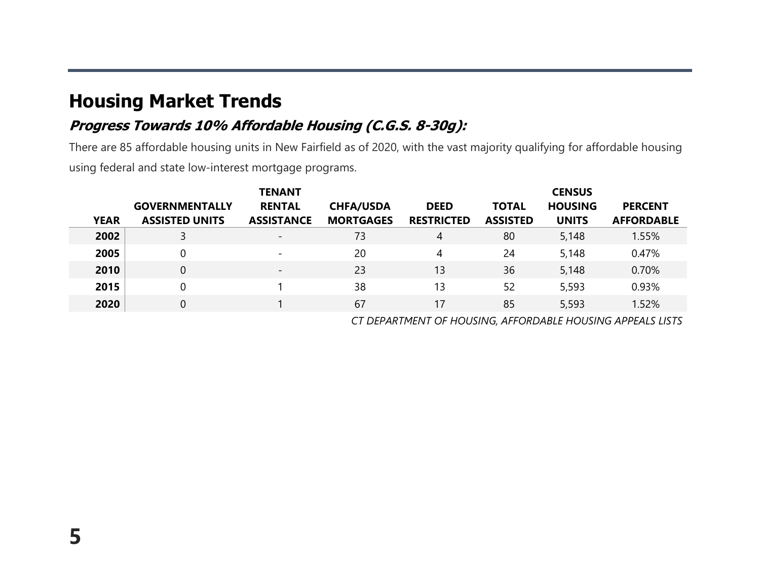## Housing Market Trends

### *Progress Towards 10% Affordable Housing (C.G.S. 8-30g):*

There are 85 affordable housing units in New Fairfield as of 2020, with the vast majority qualifying for affordable housing using federal and state low-interest mortgage programs.

| YEAR | GOVERNMENTALLY ASSISTED UNITS | TENANT RENTAL ASSISTANCE | CHFA/USDA MORTGAGES | DEED RESTRICTED | TOTAL ASSISTED | CENSUS HOUSING UNITS | PERCENT AFFORDABLE |
|---|---|---|---|---|---|---|---|
| **2002** | 3 | - | 73 | 4 | 80 | 5,148 | 1.55% |
| **2005** | 0 | - | 20 | 4 | 24 | 5,148 | 0.47% |
| **2010** | 0 | - | 23 | 13 | 36 | 5,148 | 0.70% |
| **2015** | 0 | 1 | 38 | 13 | 52 | 5,593 | 0.93% |
| **2020** | 0 | 1 | 67 | 17 | 85 | 5,593 | 1.52% |

*CT DEPARTMENT OF HOUSING, AFFORDABLE HOUSING APPEALS LISTS*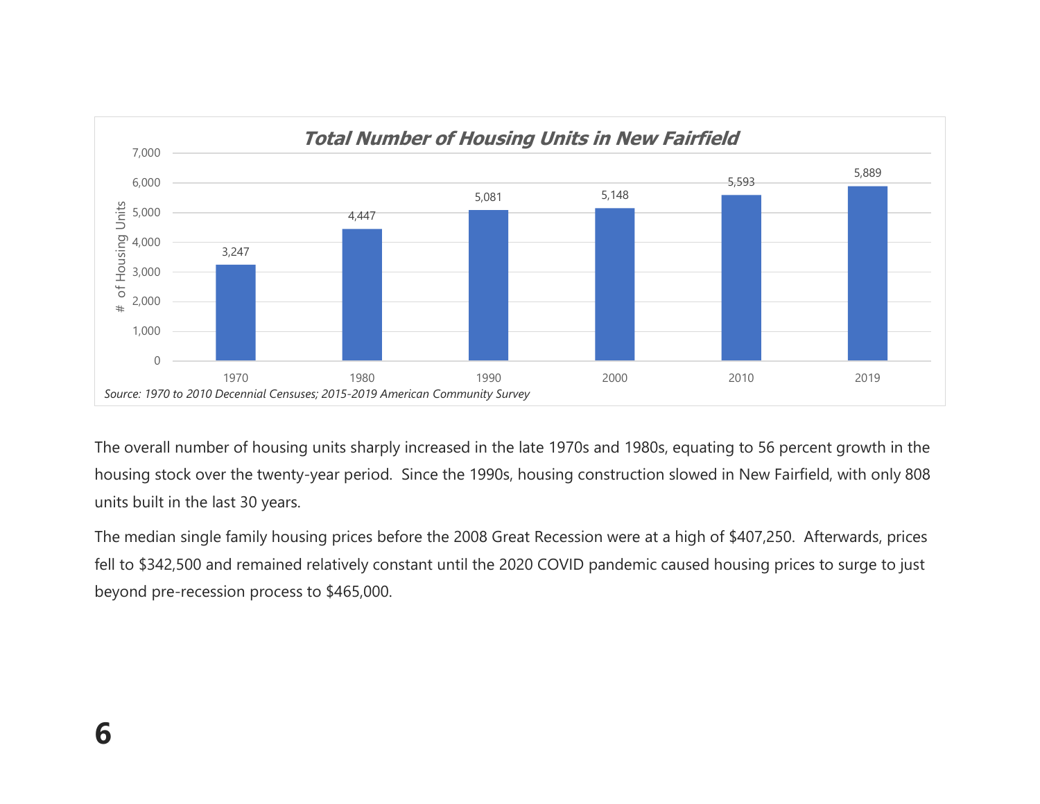**Total Number of Housing Units in New Fairfield**

| Year | # of Housing Units |
| --- | --- |
| 1970 | 3,247 |
| 1980 | 4,447 |
| 1990 | 5,081 |
| 2000 | 5,148 |
| 2010 | 5,593 |
| 2019 | 5,889 |

*Source: 1970 to 2010 Decennial Censuses; 2015-2019 American Community Survey*

The overall number of housing units sharply increased in the late 1970s and 1980s, equating to 56 percent growth in the housing stock over the twenty-year period. Since the 1990s, housing construction slowed in New Fairfield, with only 808 units built in the last 30 years.

The median single family housing prices before the 2008 Great Recession were at a high of $407,250. Afterwards, prices fell to $342,500 and remained relatively constant until the 2020 COVID pandemic caused housing prices to surge to just beyond pre-recession process to $465,000.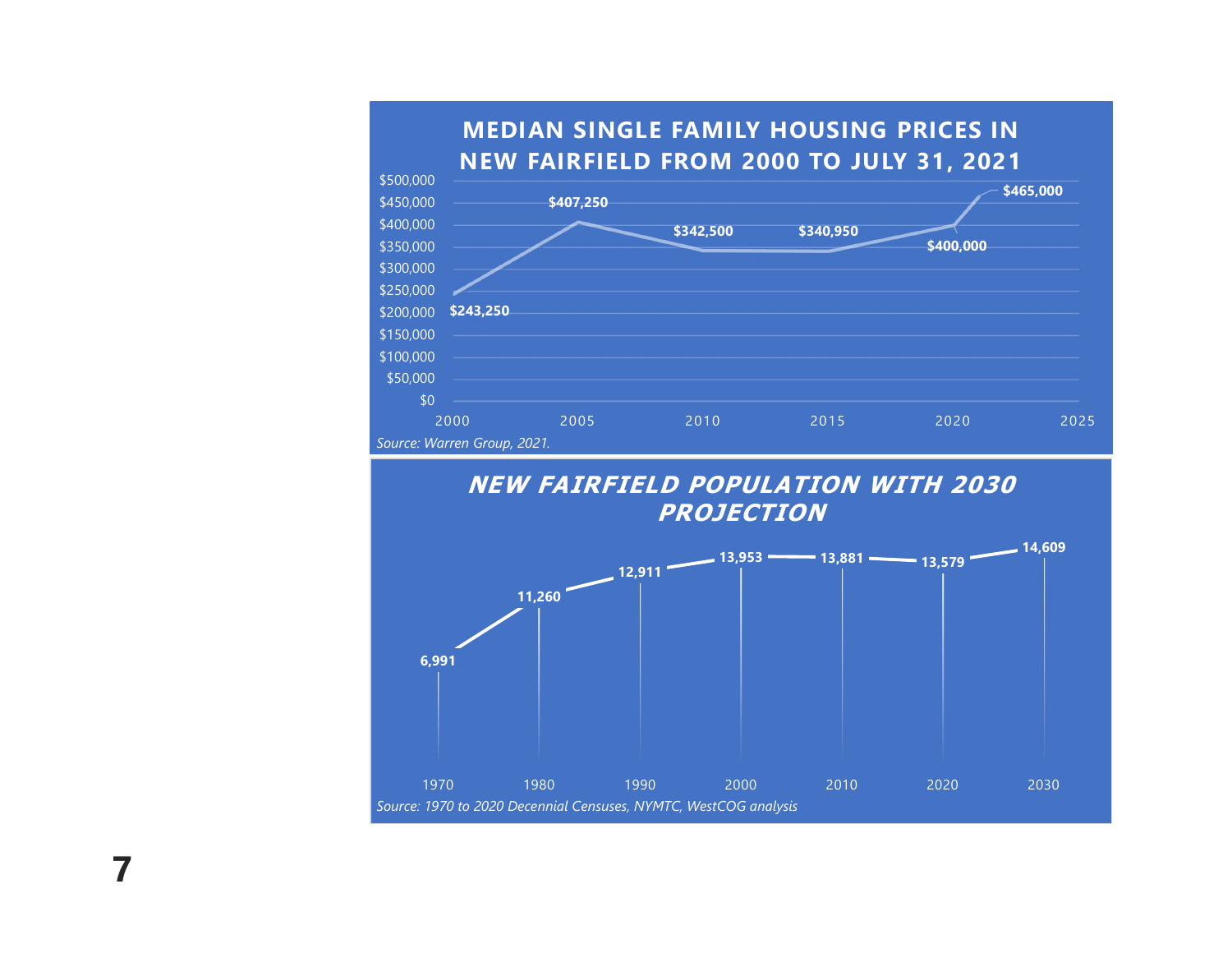## MEDIAN SINGLE FAMILY HOUSING PRICES IN NEW FAIRFIELD FROM 2000 TO JULY 31, 2021

| Year | Median Price |
| --- | --- |
| 2000 | $243,250 |
| 2005 | $407,250 |
| 2010 | $342,500 |
| 2015 | $340,950 |
| 2020 | $400,000 |
| 2021 | $465,000 |

*Source: Warren Group, 2021.*

## *NEW FAIRFIELD POPULATION WITH 2030 PROJECTION*

| Year | Population |
| --- | --- |
| 1970 | 6,991 |
| 1980 | 11,260 |
| 1990 | 12,911 |
| 2000 | 13,953 |
| 2010 | 13,881 |
| 2020 | 13,579 |
| 2030 | 14,609 |

*Source: 1970 to 2020 Decennial Censuses, NYMTC, WestCOG analysis*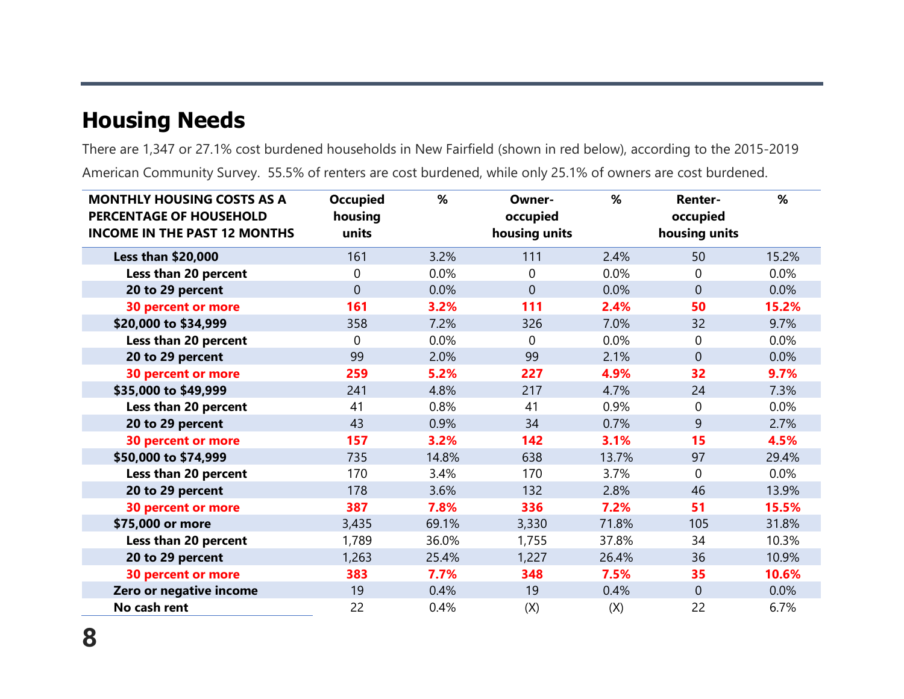## Housing Needs

There are 1,347 or 27.1% cost burdened households in New Fairfield (shown in red below), according to the 2015-2019 American Community Survey. 55.5% of renters are cost burdened, while only 25.1% of owners are cost burdened.

| MONTHLY HOUSING COSTS AS A PERCENTAGE OF HOUSEHOLD INCOME IN THE PAST 12 MONTHS | Occupied housing units | % | Owner-occupied housing units | % | Renter-occupied housing units | % |
|---|---|---|---|---|---|---|
| **Less than $20,000** | 161 | 3.2% | 111 | 2.4% | 50 | 15.2% |
| **Less than 20 percent** | 0 | 0.0% | 0 | 0.0% | 0 | 0.0% |
| **20 to 29 percent** | 0 | 0.0% | 0 | 0.0% | 0 | 0.0% |
| **30 percent or more** | **161** | **3.2%** | **111** | **2.4%** | **50** | **15.2%** |
| **$20,000 to $34,999** | 358 | 7.2% | 326 | 7.0% | 32 | 9.7% |
| **Less than 20 percent** | 0 | 0.0% | 0 | 0.0% | 0 | 0.0% |
| **20 to 29 percent** | 99 | 2.0% | 99 | 2.1% | 0 | 0.0% |
| **30 percent or more** | **259** | **5.2%** | **227** | **4.9%** | **32** | **9.7%** |
| **$35,000 to $49,999** | 241 | 4.8% | 217 | 4.7% | 24 | 7.3% |
| **Less than 20 percent** | 41 | 0.8% | 41 | 0.9% | 0 | 0.0% |
| **20 to 29 percent** | 43 | 0.9% | 34 | 0.7% | 9 | 2.7% |
| **30 percent or more** | **157** | **3.2%** | **142** | **3.1%** | **15** | **4.5%** |
| **$50,000 to $74,999** | 735 | 14.8% | 638 | 13.7% | 97 | 29.4% |
| **Less than 20 percent** | 170 | 3.4% | 170 | 3.7% | 0 | 0.0% |
| **20 to 29 percent** | 178 | 3.6% | 132 | 2.8% | 46 | 13.9% |
| **30 percent or more** | **387** | **7.8%** | **336** | **7.2%** | **51** | **15.5%** |
| **$75,000 or more** | 3,435 | 69.1% | 3,330 | 71.8% | 105 | 31.8% |
| **Less than 20 percent** | 1,789 | 36.0% | 1,755 | 37.8% | 34 | 10.3% |
| **20 to 29 percent** | 1,263 | 25.4% | 1,227 | 26.4% | 36 | 10.9% |
| **30 percent or more** | **383** | **7.7%** | **348** | **7.5%** | **35** | **10.6%** |
| **Zero or negative income** | 19 | 0.4% | 19 | 0.4% | 0 | 0.0% |
| **No cash rent** | 22 | 0.4% | (X) | (X) | 22 | 6.7% |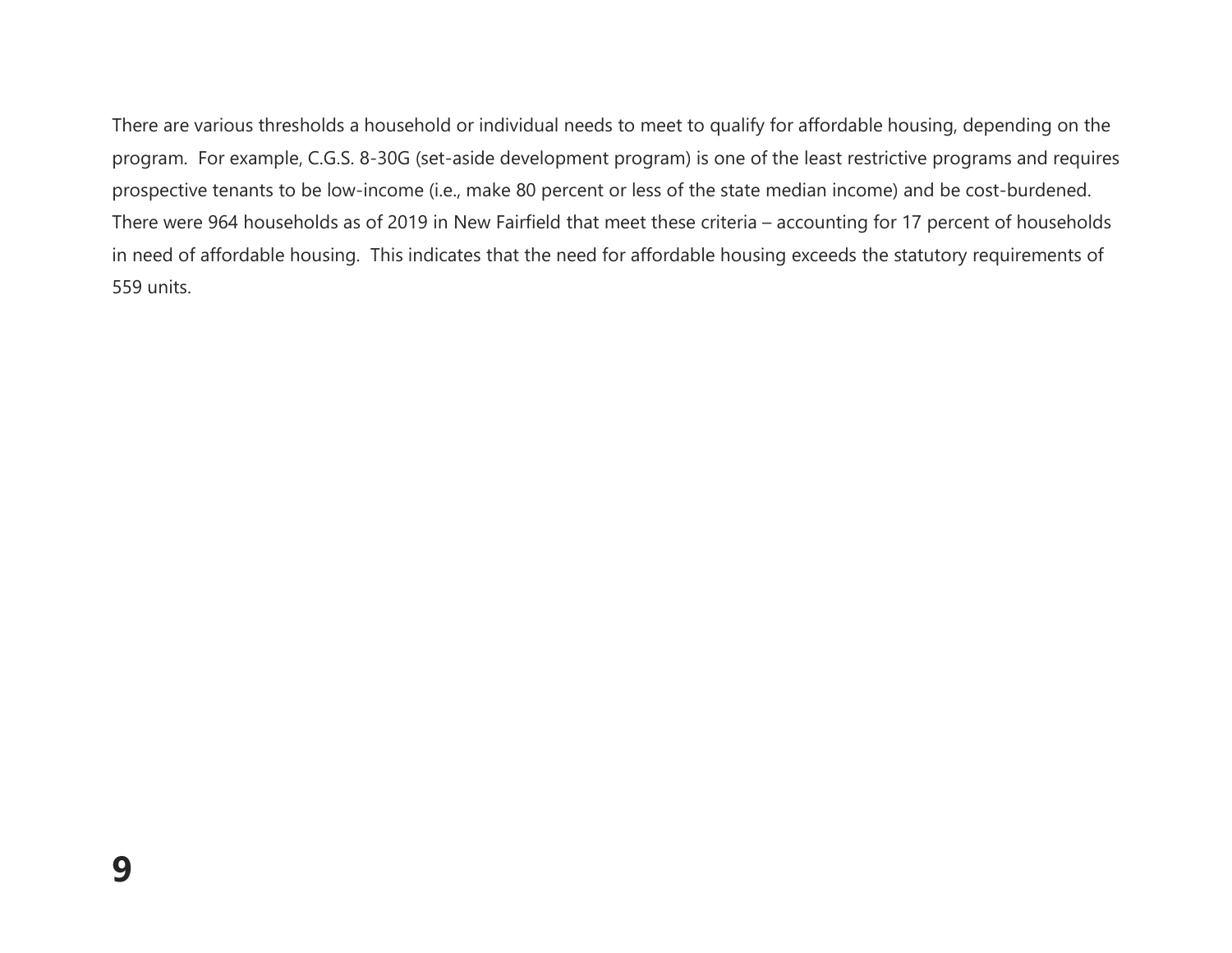There are various thresholds a household or individual needs to meet to qualify for affordable housing, depending on the program. For example, C.G.S. 8-30G (set-aside development program) is one of the least restrictive programs and requires prospective tenants to be low-income (i.e., make 80 percent or less of the state median income) and be cost-burdened. There were 964 households as of 2019 in New Fairfield that meet these criteria – accounting for 17 percent of households in need of affordable housing. This indicates that the need for affordable housing exceeds the statutory requirements of 559 units.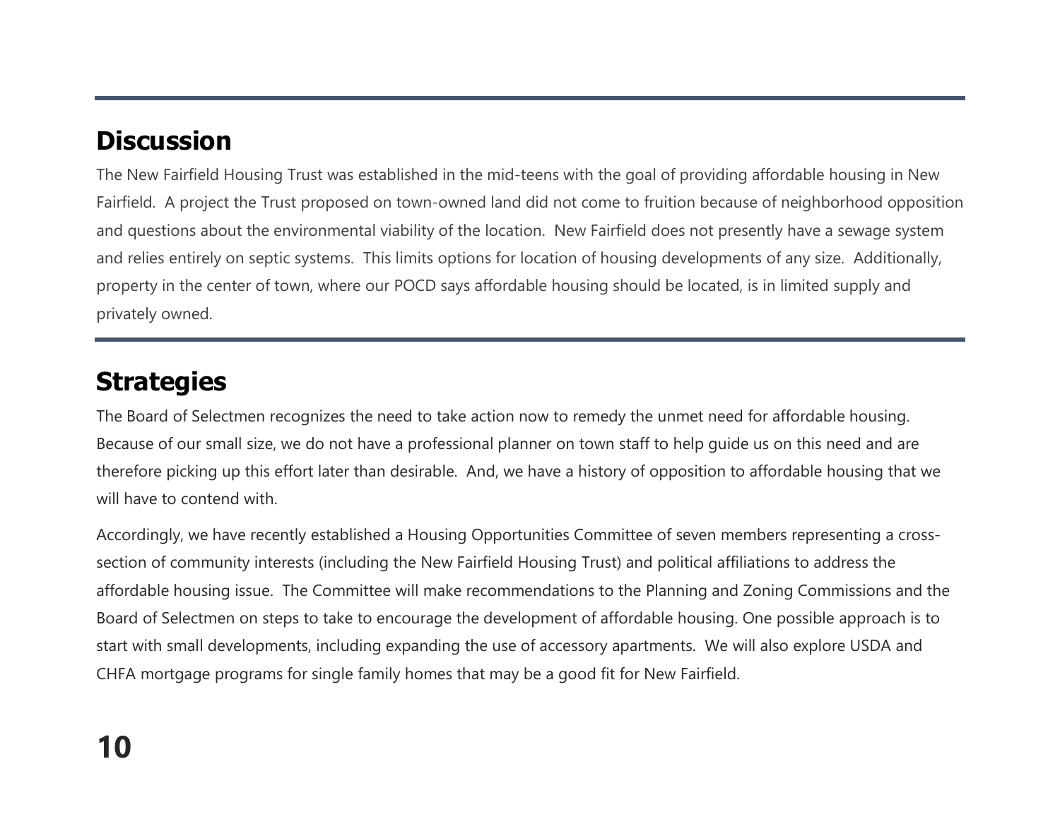## Discussion

The New Fairfield Housing Trust was established in the mid-teens with the goal of providing affordable housing in New Fairfield. A project the Trust proposed on town-owned land did not come to fruition because of neighborhood opposition and questions about the environmental viability of the location. New Fairfield does not presently have a sewage system and relies entirely on septic systems. This limits options for location of housing developments of any size. Additionally, property in the center of town, where our POCD says affordable housing should be located, is in limited supply and privately owned.

## Strategies

The Board of Selectmen recognizes the need to take action now to remedy the unmet need for affordable housing. Because of our small size, we do not have a professional planner on town staff to help guide us on this need and are therefore picking up this effort later than desirable. And, we have a history of opposition to affordable housing that we will have to contend with.

Accordingly, we have recently established a Housing Opportunities Committee of seven members representing a cross-section of community interests (including the New Fairfield Housing Trust) and political affiliations to address the affordable housing issue. The Committee will make recommendations to the Planning and Zoning Commissions and the Board of Selectmen on steps to take to encourage the development of affordable housing. One possible approach is to start with small developments, including expanding the use of accessory apartments. We will also explore USDA and CHFA mortgage programs for single family homes that may be a good fit for New Fairfield.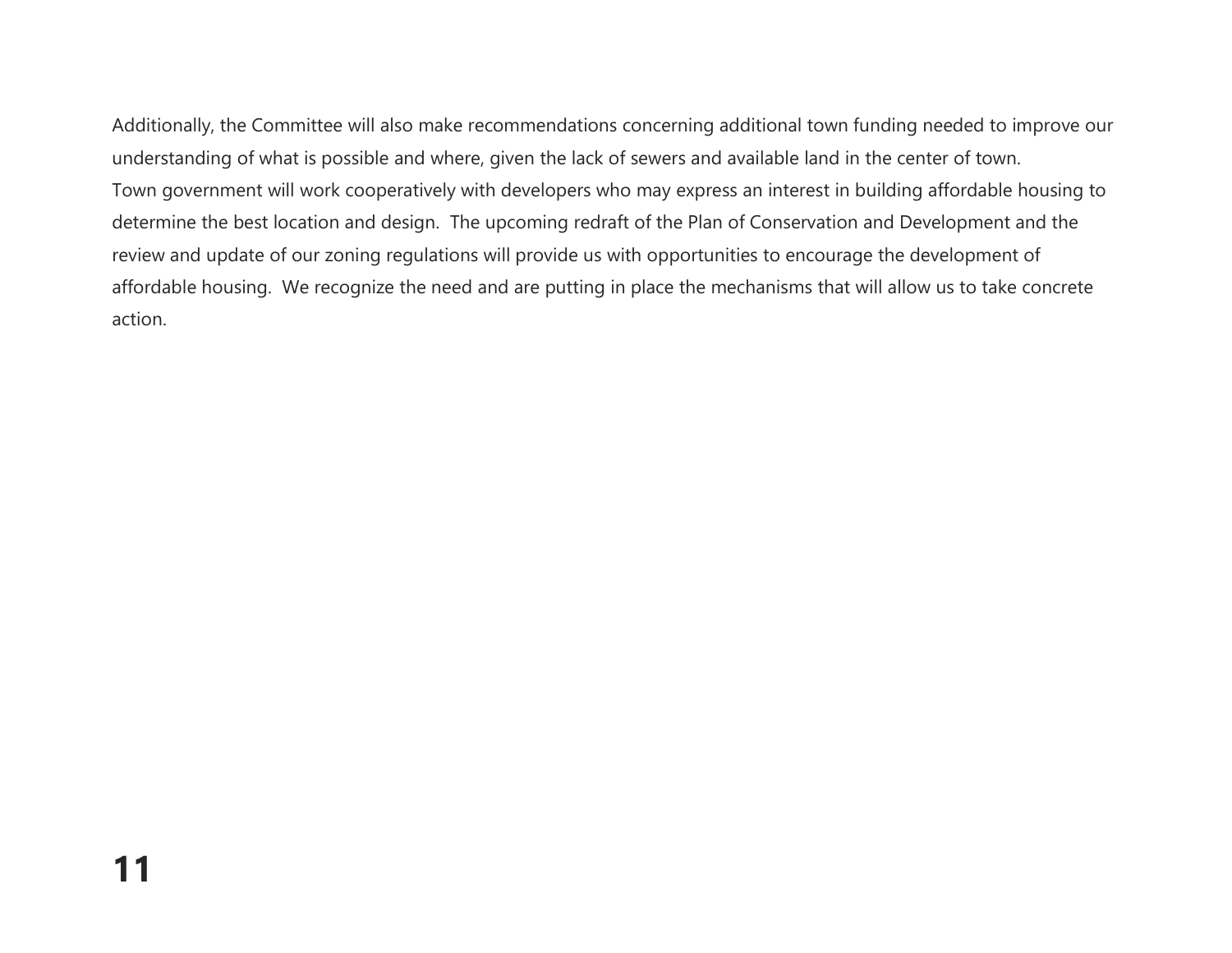Additionally, the Committee will also make recommendations concerning additional town funding needed to improve our understanding of what is possible and where, given the lack of sewers and available land in the center of town.
Town government will work cooperatively with developers who may express an interest in building affordable housing to determine the best location and design. The upcoming redraft of the Plan of Conservation and Development and the review and update of our zoning regulations will provide us with opportunities to encourage the development of affordable housing. We recognize the need and are putting in place the mechanisms that will allow us to take concrete action.